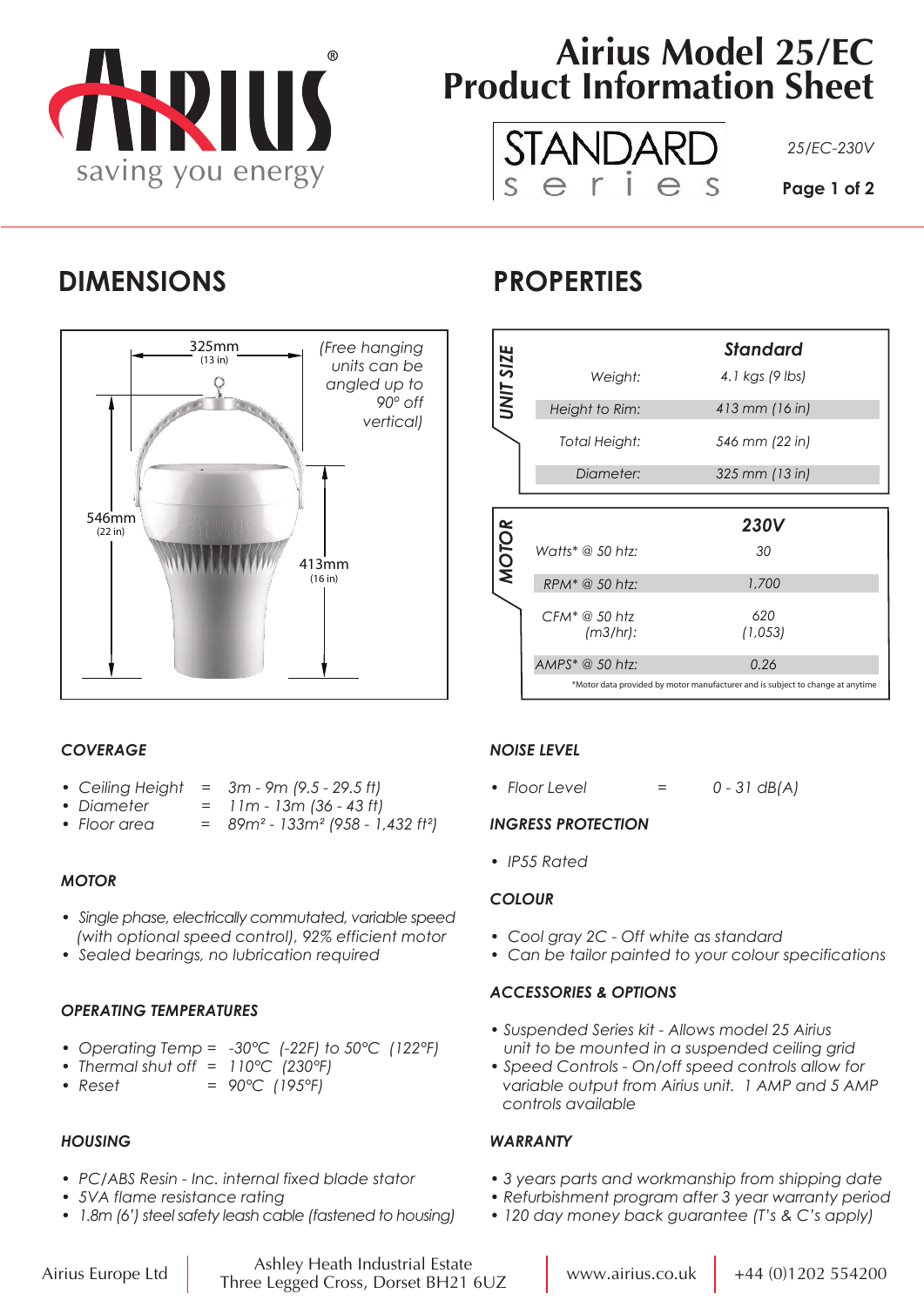# Airius Model 25/EC Product Information Sheet

STANDARD series

25/EC-230V

## DIMENSIONS

325mm (13 in)

546mm (22 in)

413mm (16 in)

(Free hanging units can be angled up to 90° off vertical)

## PROPERTIES

| UNIT SIZE | Standard |
|---|---|
| Weight: | 4.1 kgs (9 lbs) |
| Height to Rim: | 413 mm (16 in) |
| Total Height: | 546 mm (22 in) |
| Diameter: | 325 mm (13 in) |

| MOTOR | 230V |
|---|---|
| Watts* @ 50 htz: | 30 |
| RPM* @ 50 htz: | 1,700 |
| CFM* @ 50 htz (m3/hr): | 620 (1,053) |
| AMPS* @ 50 htz: | 0.26 |

*Motor data provided by motor manufacturer and is subject to change at anytime

### COVERAGE

- Ceiling Height = 3m - 9m (9.5 - 29.5 ft)
- Diameter = 11m - 13m (36 - 43 ft)
- Floor area = 89m² - 133m² (958 - 1,432 ft²)

### MOTOR

- Single phase, electrically commutated, variable speed (with optional speed control), 92% efficient motor
- Sealed bearings, no lubrication required

### OPERATING TEMPERATURES

- Operating Temp = -30°C (-22F) to 50°C (122°F)
- Thermal shut off = 110°C (230°F)
- Reset = 90°C (195°F)

### HOUSING

- PC/ABS Resin - Inc. internal fixed blade stator
- 5VA flame resistance rating
- 1.8m (6') steel safety leash cable (fastened to housing)

### NOISE LEVEL

- Floor Level = 0 - 31 dB(A)

### INGRESS PROTECTION

- IP55 Rated

### COLOUR

- Cool gray 2C - Off white as standard
- Can be tailor painted to your colour specifications

### ACCESSORIES & OPTIONS

- Suspended Series kit - Allows model 25 Airius unit to be mounted in a suspended ceiling grid
- Speed Controls - On/off speed controls allow for variable output from Airius unit. 1 AMP and 5 AMP controls available

### WARRANTY

- 3 years parts and workmanship from shipping date
- Refurbishment program after 3 year warranty period
- 120 day money back guarantee (T's & C's apply)

Airius Europe Ltd | Ashley Heath Industrial Estate, Three Legged Cross, Dorset BH21 6UZ | www.airius.co.uk | +44 (0)1202 554200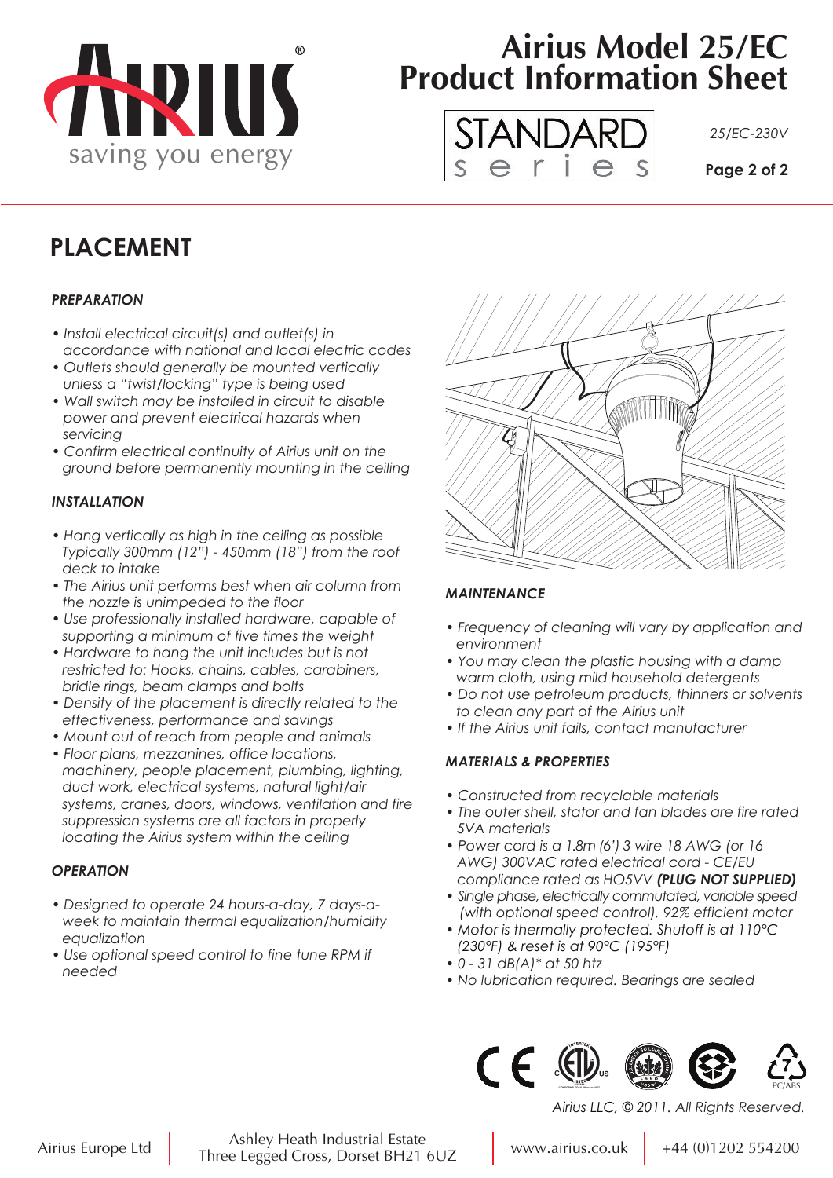# Airius Model 25/EC Product Information Sheet

STANDARD series

25/EC-230V

## PLACEMENT

### PREPARATION

- *Install electrical circuit(s) and outlet(s) in accordance with national and local electric codes*
- *Outlets should generally be mounted vertically unless a "twist/locking" type is being used*
- *Wall switch may be installed in circuit to disable power and prevent electrical hazards when servicing*
- *Confirm electrical continuity of Airius unit on the ground before permanently mounting in the ceiling*

### INSTALLATION

- *Hang vertically as high in the ceiling as possible Typically 300mm (12") - 450mm (18") from the roof deck to intake*
- *The Airius unit performs best when air column from the nozzle is unimpeded to the floor*
- *Use professionally installed hardware, capable of supporting a minimum of five times the weight*
- *Hardware to hang the unit includes but is not restricted to: Hooks, chains, cables, carabiners, bridle rings, beam clamps and bolts*
- *Density of the placement is directly related to the effectiveness, performance and savings*
- *Mount out of reach from people and animals*
- *Floor plans, mezzanines, office locations, machinery, people placement, plumbing, lighting, duct work, electrical systems, natural light/air systems, cranes, doors, windows, ventilation and fire suppression systems are all factors in properly locating the Airius system within the ceiling*

### OPERATION

- *Designed to operate 24 hours-a-day, 7 days-a-week to maintain thermal equalization/humidity equalization*
- *Use optional speed control to fine tune RPM if needed*

### MAINTENANCE

- *Frequency of cleaning will vary by application and environment*
- *You may clean the plastic housing with a damp warm cloth, using mild household detergents*
- *Do not use petroleum products, thinners or solvents to clean any part of the Airius unit*
- *If the Airius unit fails, contact manufacturer*

### MATERIALS & PROPERTIES

- *Constructed from recyclable materials*
- *The outer shell, stator and fan blades are fire rated 5VA materials*
- *Power cord is a 1.8m (6') 3 wire 18 AWG (or 16 AWG) 300VAC rated electrical cord - CE/EU compliance rated as HO5VV* ***(PLUG NOT SUPPLIED)***
- *Single phase, electrically commutated, variable speed (with optional speed control), 92% efficient motor*
- *Motor is thermally protected. Shutoff is at 110°C (230°F) & reset is at 90°C (195°F)*
- *0 - 31 dB(A)\* at 50 htz*
- *No lubrication required. Bearings are sealed*

PC/ABS

*Airius LLC, © 2011. All Rights Reserved.*

Airius Europe Ltd | Ashley Heath Industrial Estate, Three Legged Cross, Dorset BH21 6UZ | www.airius.co.uk | +44 (0)1202 554200